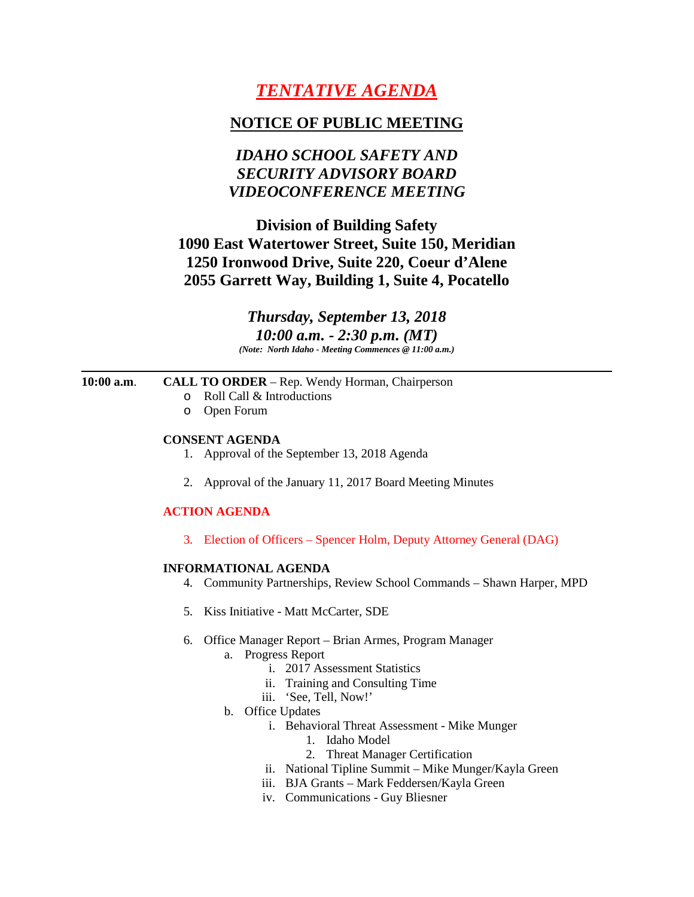# *TENTATIVE AGENDA*

## NOTICE OF PUBLIC MEETING

## *IDAHO SCHOOL SAFETY AND SECURITY ADVISORY BOARD VIDEOCONFERENCE MEETING*

**Division of Building Safety**
**1090 East Watertower Street, Suite 150, Meridian**
**1250 Ironwood Drive, Suite 220, Coeur d'Alene**
**2055 Garrett Way, Building 1, Suite 4, Pocatello**

***Thursday, September 13, 2018***
***10:00 a.m. - 2:30 p.m. (MT)***
***(Note: North Idaho - Meeting Commences @ 11:00 a.m.)***

---

**10:00 a.m**. **CALL TO ORDER** – Rep. Wendy Horman, Chairperson

- Roll Call & Introductions
- Open Forum

**CONSENT AGENDA**

1. Approval of the September 13, 2018 Agenda
2. Approval of the January 11, 2017 Board Meeting Minutes

**ACTION AGENDA**

3. Election of Officers – Spencer Holm, Deputy Attorney General (DAG)

**INFORMATIONAL AGENDA**

4. Community Partnerships, Review School Commands – Shawn Harper, MPD
5. Kiss Initiative - Matt McCarter, SDE
6. Office Manager Report – Brian Armes, Program Manager
   a. Progress Report
      i. 2017 Assessment Statistics
      ii. Training and Consulting Time
      iii. 'See, Tell, Now!'
   b. Office Updates
      i. Behavioral Threat Assessment - Mike Munger
         1. Idaho Model
         2. Threat Manager Certification
      ii. National Tipline Summit – Mike Munger/Kayla Green
      iii. BJA Grants – Mark Feddersen/Kayla Green
      iv. Communications - Guy Bliesner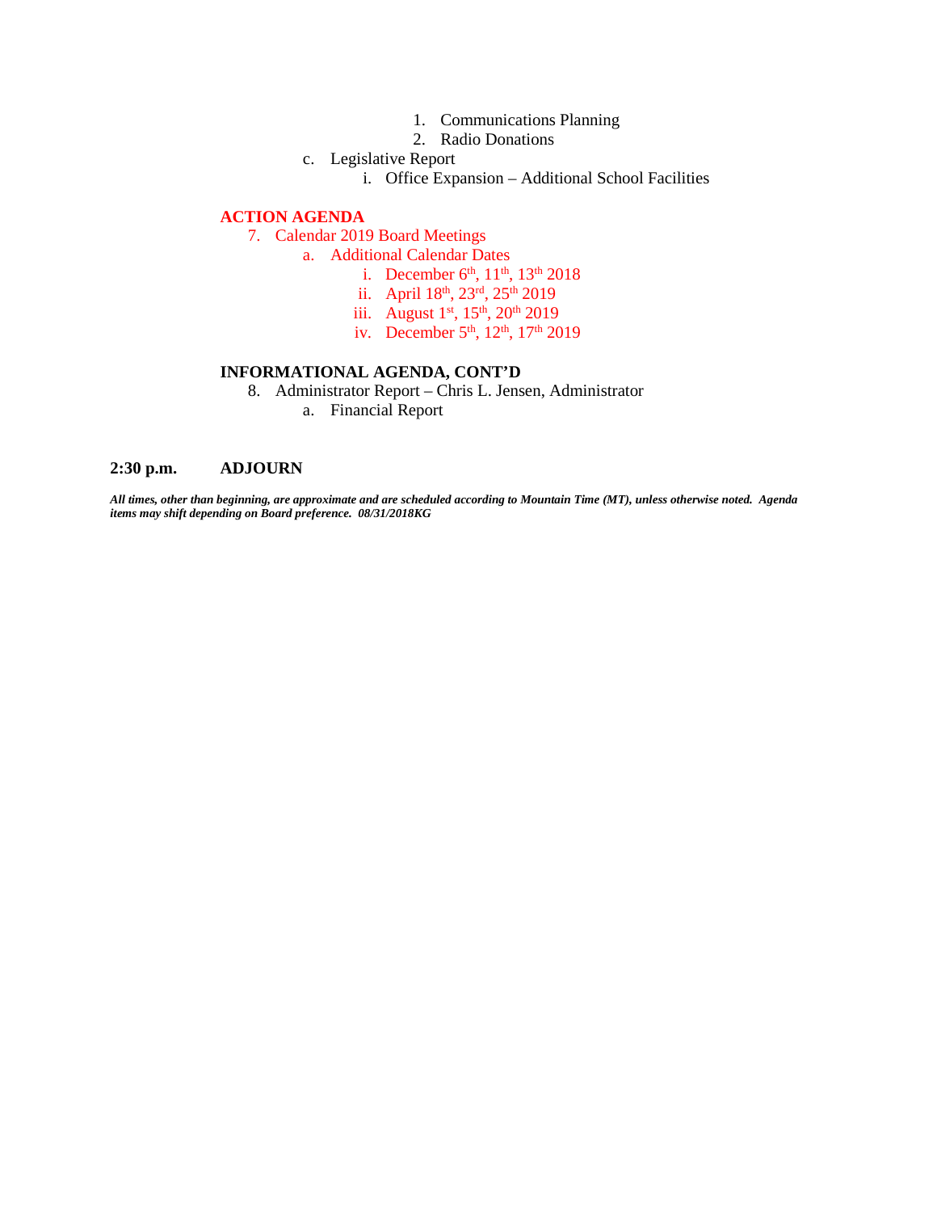1. Communications Planning
2. Radio Donations

c. Legislative Report

i. Office Expansion – Additional School Facilities

**ACTION AGENDA**

7. Calendar 2019 Board Meetings

a. Additional Calendar Dates

i. December 6th, 11th, 13th 2018

ii. April 18th, 23rd, 25th 2019

iii. August 1st, 15th, 20th 2019

iv. December 5th, 12th, 17th 2019

**INFORMATIONAL AGENDA, CONT'D**

8. Administrator Report – Chris L. Jensen, Administrator

a. Financial Report

**2:30 p.m. ADJOURN**

***All times, other than beginning, are approximate and are scheduled according to Mountain Time (MT), unless otherwise noted. Agenda items may shift depending on Board preference. 08/31/2018KG***